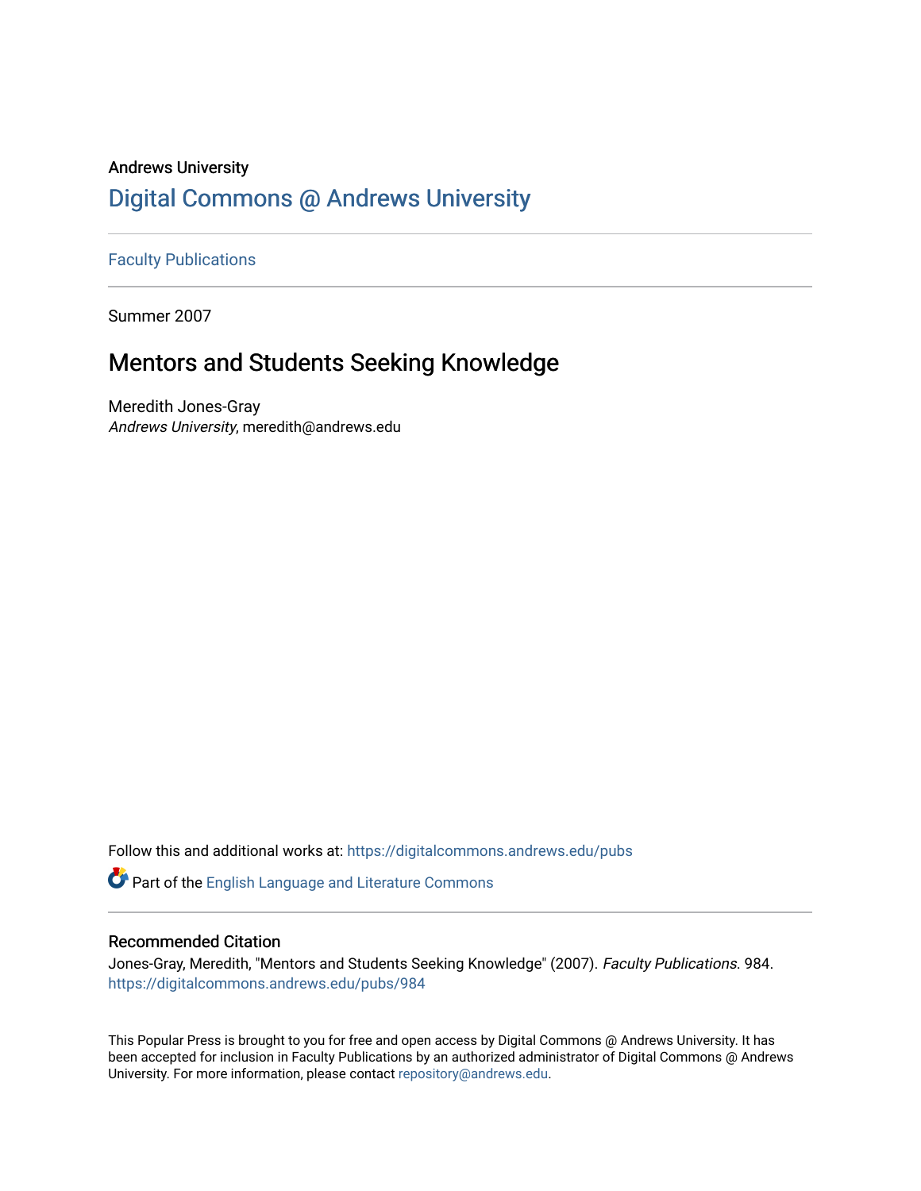Andrews University

# Digital Commons @ Andrews University

Faculty Publications

Summer 2007

## Mentors and Students Seeking Knowledge

Meredith Jones-Gray
*Andrews University*, meredith@andrews.edu

Follow this and additional works at: https://digitalcommons.andrews.edu/pubs

Part of the English Language and Literature Commons

### Recommended Citation

Jones-Gray, Meredith, "Mentors and Students Seeking Knowledge" (2007). *Faculty Publications*. 984.
https://digitalcommons.andrews.edu/pubs/984

This Popular Press is brought to you for free and open access by Digital Commons @ Andrews University. It has been accepted for inclusion in Faculty Publications by an authorized administrator of Digital Commons @ Andrews University. For more information, please contact repository@andrews.edu.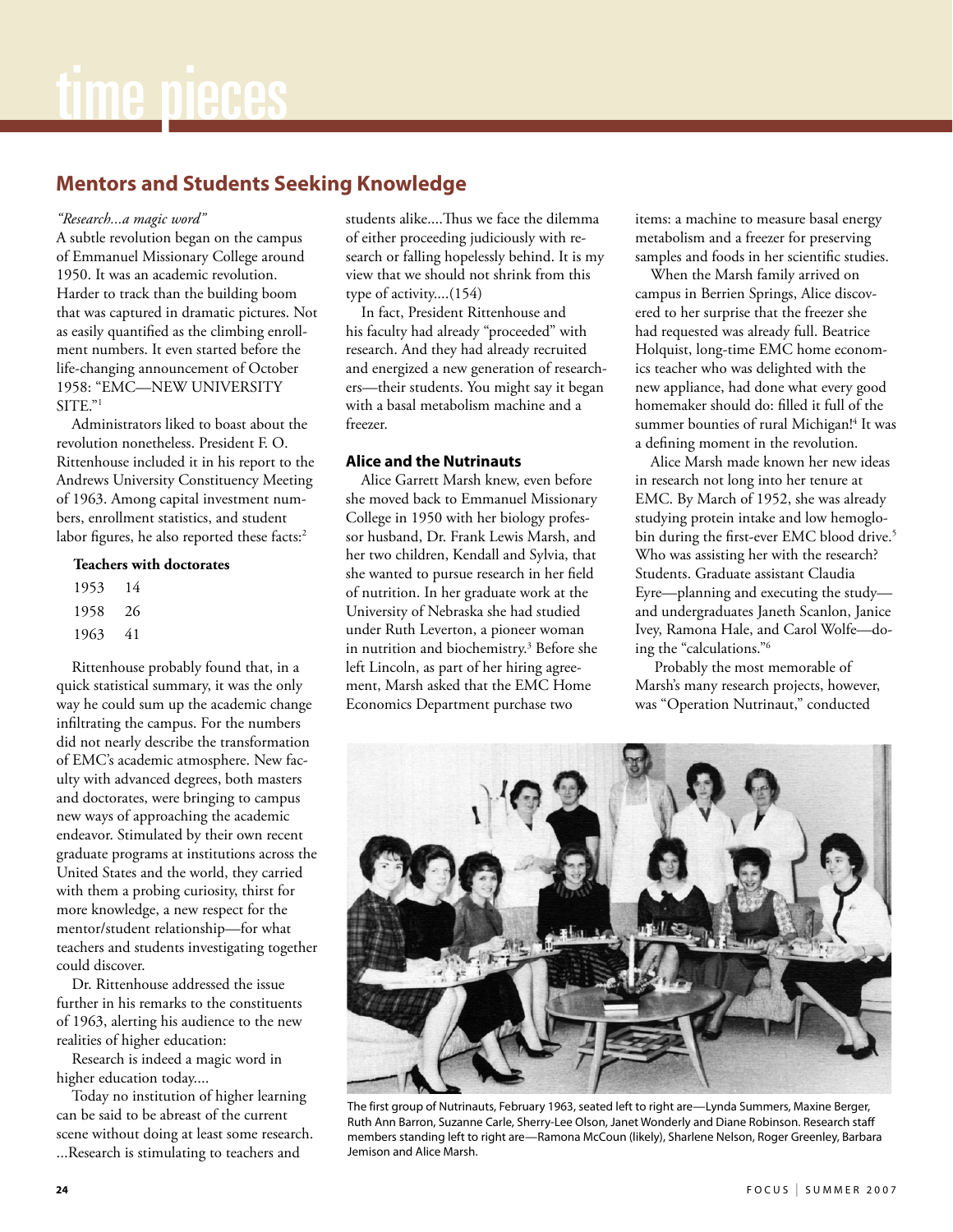# time pieces

## Mentors and Students Seeking Knowledge

*"Research...a magic word"*

A subtle revolution began on the campus of Emmanuel Missionary College around 1950. It was an academic revolution. Harder to track than the building boom that was captured in dramatic pictures. Not as easily quantified as the climbing enrollment numbers. It even started before the life-changing announcement of October 1958: "EMC—NEW UNIVERSITY SITE."[1]

Administrators liked to boast about the revolution nonetheless. President F. O. Rittenhouse included it in his report to the Andrews University Constituency Meeting of 1963. Among capital investment numbers, enrollment statistics, and student labor figures, he also reported these facts:[2]

| Teachers with doctorates | |
|---|---|
| 1953 | 14 |
| 1958 | 26 |
| 1963 | 41 |

Rittenhouse probably found that, in a quick statistical summary, it was the only way he could sum up the academic change infiltrating the campus. For the numbers did not nearly describe the transformation of EMC's academic atmosphere. New faculty with advanced degrees, both masters and doctorates, were bringing to campus new ways of approaching the academic endeavor. Stimulated by their own recent graduate programs at institutions across the United States and the world, they carried with them a probing curiosity, thirst for more knowledge, a new respect for the mentor/student relationship—for what teachers and students investigating together could discover.

Dr. Rittenhouse addressed the issue further in his remarks to the constituents of 1963, alerting his audience to the new realities of higher education:

Research is indeed a magic word in higher education today....

Today no institution of higher learning can be said to be abreast of the current scene without doing at least some research. ...Research is stimulating to teachers and students alike....Thus we face the dilemma of either proceeding judiciously with research or falling hopelessly behind. It is my view that we should not shrink from this type of activity....(154)

In fact, President Rittenhouse and his faculty had already "proceeded" with research. And they had already recruited and energized a new generation of researchers—their students. You might say it began with a basal metabolism machine and a freezer.

### Alice and the Nutrinauts

Alice Garrett Marsh knew, even before she moved back to Emmanuel Missionary College in 1950 with her biology professor husband, Dr. Frank Lewis Marsh, and her two children, Kendall and Sylvia, that she wanted to pursue research in her field of nutrition. In her graduate work at the University of Nebraska she had studied under Ruth Leverton, a pioneer woman in nutrition and biochemistry.[3] Before she left Lincoln, as part of her hiring agreement, Marsh asked that the EMC Home Economics Department purchase two items: a machine to measure basal energy metabolism and a freezer for preserving samples and foods in her scientific studies.

When the Marsh family arrived on campus in Berrien Springs, Alice discovered to her surprise that the freezer she had requested was already full. Beatrice Holquist, long-time EMC home economics teacher who was delighted with the new appliance, had done what every good homemaker should do: filled it full of the summer bounties of rural Michigan![4] It was a defining moment in the revolution.

Alice Marsh made known her new ideas in research not long into her tenure at EMC. By March of 1952, she was already studying protein intake and low hemoglobin during the first-ever EMC blood drive.[5] Who was assisting her with the research? Students. Graduate assistant Claudia Eyre—planning and executing the study—and undergraduates Janeth Scanlon, Janice Ivey, Ramona Hale, and Carol Wolfe—doing the "calculations."[6]

Probably the most memorable of Marsh's many research projects, however, was "Operation Nutrinaut," conducted

The first group of Nutrinauts, February 1963, seated left to right are—Lynda Summers, Maxine Berger, Ruth Ann Barron, Suzanne Carle, Sherry-Lee Olson, Janet Wonderly and Diane Robinson. Research staff members standing left to right are—Ramona McCoun (likely), Sharlene Nelson, Roger Greenley, Barbara Jemison and Alice Marsh.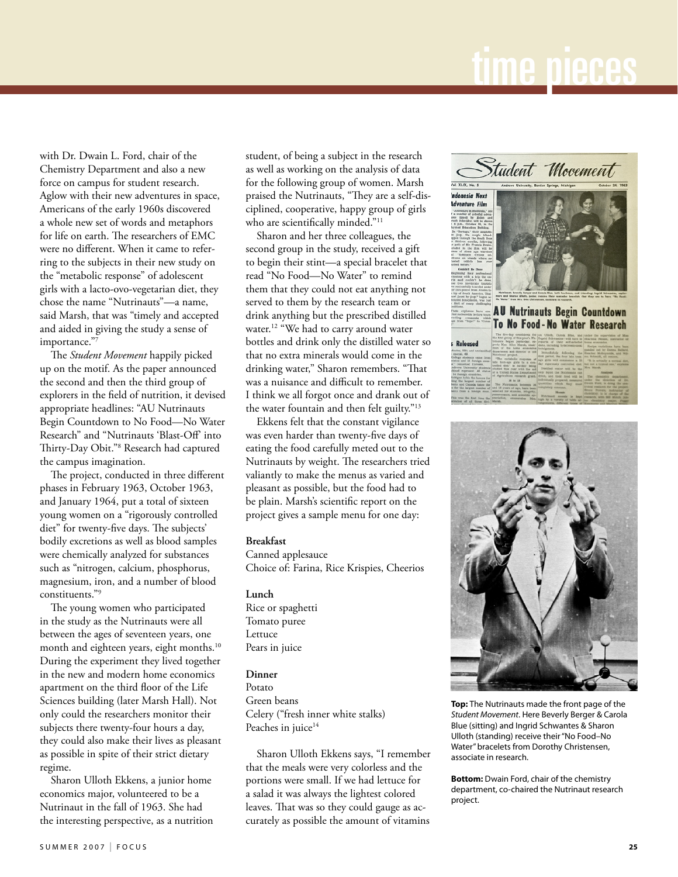with Dr. Dwain L. Ford, chair of the Chemistry Department and also a new force on campus for student research. Aglow with their new adventures in space, Americans of the early 1960s discovered a whole new set of words and metaphors for life on earth. The researchers of EMC were no different. When it came to referring to the subjects in their new study on the "metabolic response" of adolescent girls with a lacto-ovo-vegetarian diet, they chose the name "Nutrinauts"—a name, said Marsh, that was "timely and accepted and aided in giving the study a sense of importance."[7]

The *Student Movement* happily picked up on the motif. As the paper announced the second and then the third group of explorers in the field of nutrition, it devised appropriate headlines: "AU Nutrinauts Begin Countdown to No Food—No Water Research" and "Nutrinauts 'Blast-Off' into Thirty-Day Obit."[8] Research had captured the campus imagination.

The project, conducted in three different phases in February 1963, October 1963, and January 1964, put a total of sixteen young women on a "rigorously controlled diet" for twenty-five days. The subjects' bodily excretions as well as blood samples were chemically analyzed for substances such as "nitrogen, calcium, phosphorus, magnesium, iron, and a number of blood constituents."[9]

The young women who participated in the study as the Nutrinauts were all between the ages of seventeen years, one month and eighteen years, eight months.[10] During the experiment they lived together in the new and modern home economics apartment on the third floor of the Life Sciences building (later Marsh Hall). Not only could the researchers monitor their subjects there twenty-four hours a day, they could also make their lives as pleasant as possible in spite of their strict dietary regime.

Sharon Ulloth Ekkens, a junior home economics major, volunteered to be a Nutrinaut in the fall of 1963. She had the interesting perspective, as a nutrition student, of being a subject in the research as well as working on the analysis of data for the following group of women. Marsh praised the Nutrinauts, "They are a self-disciplined, cooperative, happy group of girls who are scientifically minded."[11]

Sharon and her three colleagues, the second group in the study, received a gift to begin their stint—a special bracelet that read "No Food—No Water" to remind them that they could not eat anything not served to them by the research team or drink anything but the prescribed distilled water.[12] "We had to carry around water bottles and drink only the distilled water so that no extra minerals would come in the drinking water," Sharon remembers. "That was a nuisance and difficult to remember. I think we all forgot once and drank out of the water fountain and then felt guilty."[13]

Ekkens felt that the constant vigilance was even harder than twenty-five days of eating the food carefully meted out to the Nutrinauts by weight. The researchers tried valiantly to make the menus as varied and pleasant as possible, but the food had to be plain. Marsh's scientific report on the project gives a sample menu for one day:

**Breakfast**
Canned applesauce
Choice of: Farina, Rice Krispies, Cheerios

**Lunch**
Rice or spaghetti
Tomato puree
Lettuce
Pears in juice

**Dinner**
Potato
Green beans
Celery ("fresh inner white stalks)
Peaches in juice[14]

Sharon Ulloth Ekkens says, "I remember that the meals were very colorless and the portions were small. If we had lettuce for a salad it was always the lightest colored leaves. That was so they could gauge as accurately as possible the amount of vitamins

**Top:** The Nutrinauts made the front page of the *Student Movement*. Here Beverly Berger & Carola Blue (sitting) and Ingrid Schwantes & Sharon Ulloth (standing) receive their "No Food–No Water" bracelets from Dorothy Christensen, associate in research.

**Bottom:** Dwain Ford, chair of the chemistry department, co-chaired the Nutrinaut research project.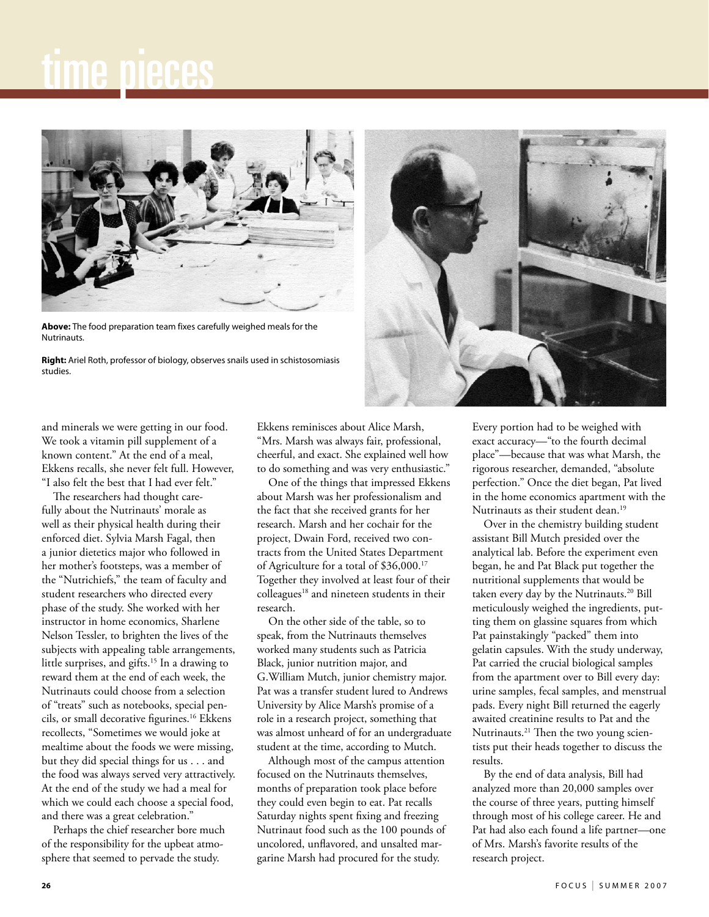**Above:** The food preparation team fixes carefully weighed meals for the Nutrinauts.

**Right:** Ariel Roth, professor of biology, observes snails used in schistosomiasis studies.

and minerals we were getting in our food. We took a vitamin pill supplement of a known content." At the end of a meal, Ekkens recalls, she never felt full. However, "I also felt the best that I had ever felt."

The researchers had thought carefully about the Nutrinauts' morale as well as their physical health during their enforced diet. Sylvia Marsh Fagal, then a junior dietetics major who followed in her mother's footsteps, was a member of the "Nutrichiefs," the team of faculty and student researchers who directed every phase of the study. She worked with her instructor in home economics, Sharlene Nelson Tessler, to brighten the lives of the subjects with appealing table arrangements, little surprises, and gifts.[15] In a drawing to reward them at the end of each week, the Nutrinauts could choose from a selection of "treats" such as notebooks, special pencils, or small decorative figurines.[16] Ekkens recollects, "Sometimes we would joke at mealtime about the foods we were missing, but they did special things for us . . . and the food was always served very attractively. At the end of the study we had a meal for which we could each choose a special food, and there was a great celebration."

Perhaps the chief researcher bore much of the responsibility for the upbeat atmosphere that seemed to pervade the study. Ekkens reminisces about Alice Marsh, "Mrs. Marsh was always fair, professional, cheerful, and exact. She explained well how to do something and was very enthusiastic."

One of the things that impressed Ekkens about Marsh was her professionalism and the fact that she received grants for her research. Marsh and her cochair for the project, Dwain Ford, received two contracts from the United States Department of Agriculture for a total of $36,000.[17] Together they involved at least four of their colleagues[18] and nineteen students in their research.

On the other side of the table, so to speak, from the Nutrinauts themselves worked many students such as Patricia Black, junior nutrition major, and G.William Mutch, junior chemistry major. Pat was a transfer student lured to Andrews University by Alice Marsh's promise of a role in a research project, something that was almost unheard of for an undergraduate student at the time, according to Mutch.

Although most of the campus attention focused on the Nutrinauts themselves, months of preparation took place before they could even begin to eat. Pat recalls Saturday nights spent fixing and freezing Nutrinaut food such as the 100 pounds of uncolored, unflavored, and unsalted margarine Marsh had procured for the study. Every portion had to be weighed with exact accuracy—"to the fourth decimal place"—because that was what Marsh, the rigorous researcher, demanded, "absolute perfection." Once the diet began, Pat lived in the home economics apartment with the Nutrinauts as their student dean.[19]

Over in the chemistry building student assistant Bill Mutch presided over the analytical lab. Before the experiment even began, he and Pat Black put together the nutritional supplements that would be taken every day by the Nutrinauts.[20] Bill meticulously weighed the ingredients, putting them on glassine squares from which Pat painstakingly "packed" them into gelatin capsules. With the study underway, Pat carried the crucial biological samples from the apartment over to Bill every day: urine samples, fecal samples, and menstrual pads. Every night Bill returned the eagerly awaited creatinine results to Pat and the Nutrinauts.[21] Then the two young scientists put their heads together to discuss the results.

By the end of data analysis, Bill had analyzed more than 20,000 samples over the course of three years, putting himself through most of his college career. He and Pat had also each found a life partner—one of Mrs. Marsh's favorite results of the research project.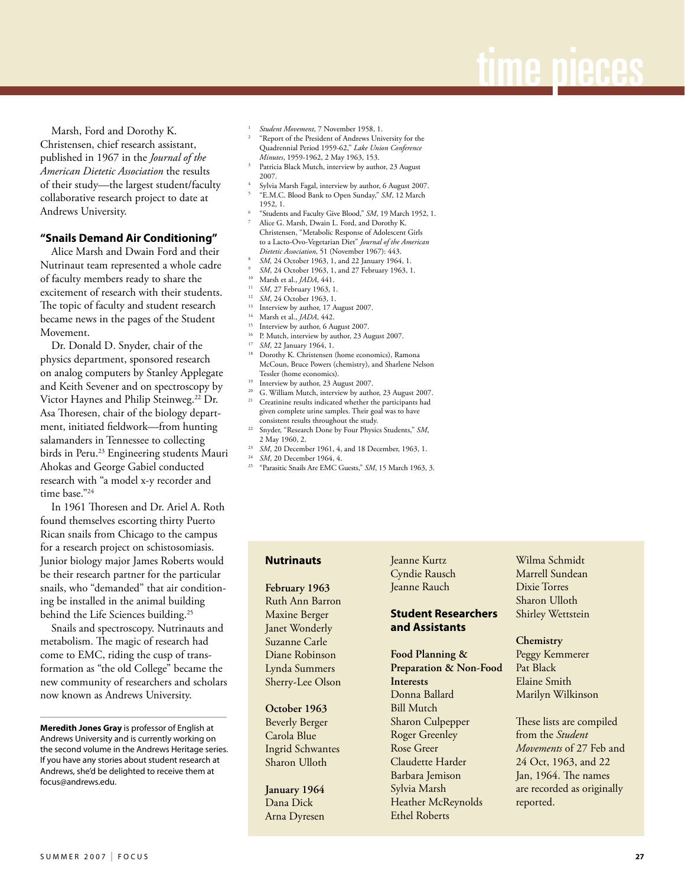Marsh, Ford and Dorothy K. Christensen, chief research assistant, published in 1967 in the *Journal of the American Dietetic Association* the results of their study—the largest student/faculty collaborative research project to date at Andrews University.

### "Snails Demand Air Conditioning"

Alice Marsh and Dwain Ford and their Nutrinaut team represented a whole cadre of faculty members ready to share the excitement of research with their students. The topic of faculty and student research became news in the pages of the Student Movement.

Dr. Donald D. Snyder, chair of the physics department, sponsored research on analog computers by Stanley Applegate and Keith Sevener and on spectroscopy by Victor Haynes and Philip Steinweg.[22] Dr. Asa Thoresen, chair of the biology department, initiated fieldwork—from hunting salamanders in Tennessee to collecting birds in Peru.[23] Engineering students Mauri Ahokas and George Gabiel conducted research with "a model x-y recorder and time base."[24]

In 1961 Thoresen and Dr. Ariel A. Roth found themselves escorting thirty Puerto Rican snails from Chicago to the campus for a research project on schistosomiasis. Junior biology major James Roberts would be their research partner for the particular snails, who "demanded" that air conditioning be installed in the animal building behind the Life Sciences building.[25]

Snails and spectroscopy. Nutrinauts and metabolism. The magic of research had come to EMC, riding the cusp of transformation as "the old College" became the new community of researchers and scholars now known as Andrews University.

---

**Meredith Jones Gray** is professor of English at Andrews University and is currently working on the second volume in the Andrews Heritage series. If you have any stories about student research at Andrews, she'd be delighted to receive them at focus@andrews.edu.

1. *Student Movement*, 7 November 1958, 1.
2. "Report of the President of Andrews University for the Quadrennial Period 1959-62," *Lake Union Conference Minutes*, 1959-1962, 2 May 1963, 153.
3. Patricia Black Mutch, interview by author, 23 August 2007.
4. Sylvia Marsh Fagal, interview by author, 6 August 2007.
5. "E.M.C. Blood Bank to Open Sunday," *SM*, 12 March 1952, 1.
6. "Students and Faculty Give Blood," *SM*, 19 March 1952, 1.
7. Alice G. Marsh, Dwain L. Ford, and Dorothy K. Christensen, "Metabolic Response of Adolescent Girls to a Lacto-Ovo-Vegetarian Diet" *Journal of the American Dietetic Association*, 51 (November 1967): 443.
8. *SM*, 24 October 1963, 1, and 22 January 1964, 1.
9. *SM*, 24 October 1963, 1, and 27 February 1963, 1.
10. Marsh et al., *JADA*, 441.
11. *SM*, 27 February 1963, 1.
12. *SM*, 24 October 1963, 1.
13. Interview by author, 17 August 2007.
14. Marsh et al., *JADA*, 442.
15. Interview by author, 6 August 2007.
16. P. Mutch, interview by author, 23 August 2007.
17. *SM*, 22 January 1964, 1.
18. Dorothy K. Christensen (home economics), Ramona McCoun, Bruce Powers (chemistry), and Sharlene Nelson Tessler (home economics).
19. Interview by author, 23 August 2007.
20. G. William Mutch, interview by author, 23 August 2007.
21. Creatinine results indicated whether the participants had given complete urine samples. Their goal was to have consistent results throughout the study.
22. Snyder, "Research Done by Four Physics Students," *SM*, 2 May 1960, 2.
23. *SM*, 20 December 1961, 4, and 18 December, 1963, 1.
24. *SM*, 20 December 1964, 4.
25. "Parasitic Snails Are EMC Guests," *SM*, 15 March 1963, 3.

### Nutrinauts

**February 1963**
Ruth Ann Barron
Maxine Berger
Janet Wonderly
Suzanne Carle
Diane Robinson
Lynda Summers
Sherry-Lee Olson

**October 1963**
Beverly Berger
Carola Blue
Ingrid Schwantes
Sharon Ulloth

**January 1964**
Dana Dick
Arna Dyresen
Jeanne Kurtz
Cyndie Rausch
Jeanne Rauch

### Student Researchers and Assistants

**Food Planning & Preparation & Non-Food Interests**
Donna Ballard
Bill Mutch
Sharon Culpepper
Roger Greenley
Rose Greer
Claudette Harder
Barbara Jemison
Sylvia Marsh
Heather McReynolds
Ethel Roberts
Wilma Schmidt
Marrell Sundean
Dixie Torres
Sharon Ulloth
Shirley Wettstein

**Chemistry**
Peggy Kemmerer
Pat Black
Elaine Smith
Marilyn Wilkinson

These lists are compiled from the *Student Movements* of 27 Feb and 24 Oct, 1963, and 22 Jan, 1964. The names are recorded as originally reported.